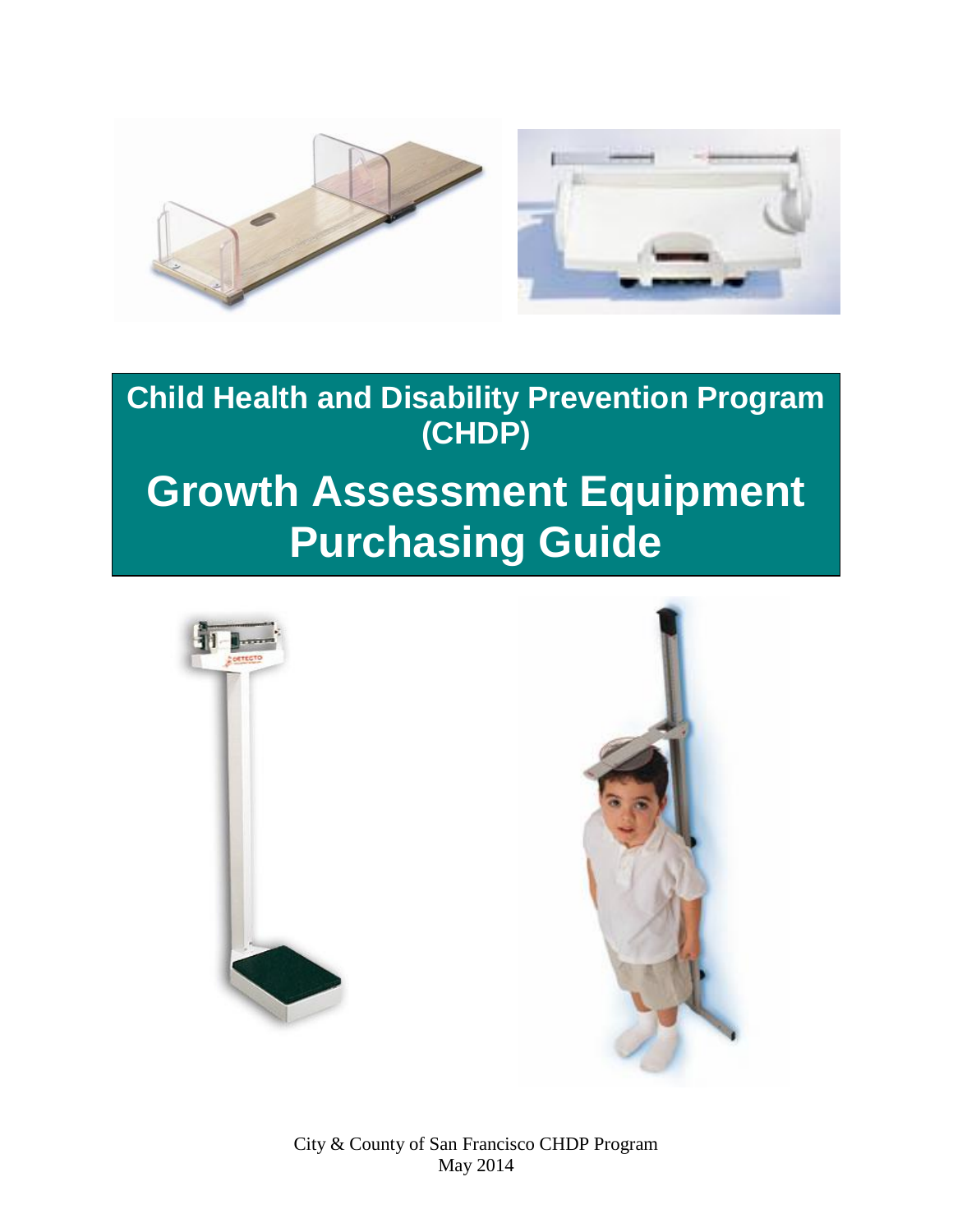# Child Health and Disability Prevention Program (CHDP)

# Growth Assessment Equipment Purchasing Guide

City & County of San Francisco CHDP Program
May 2014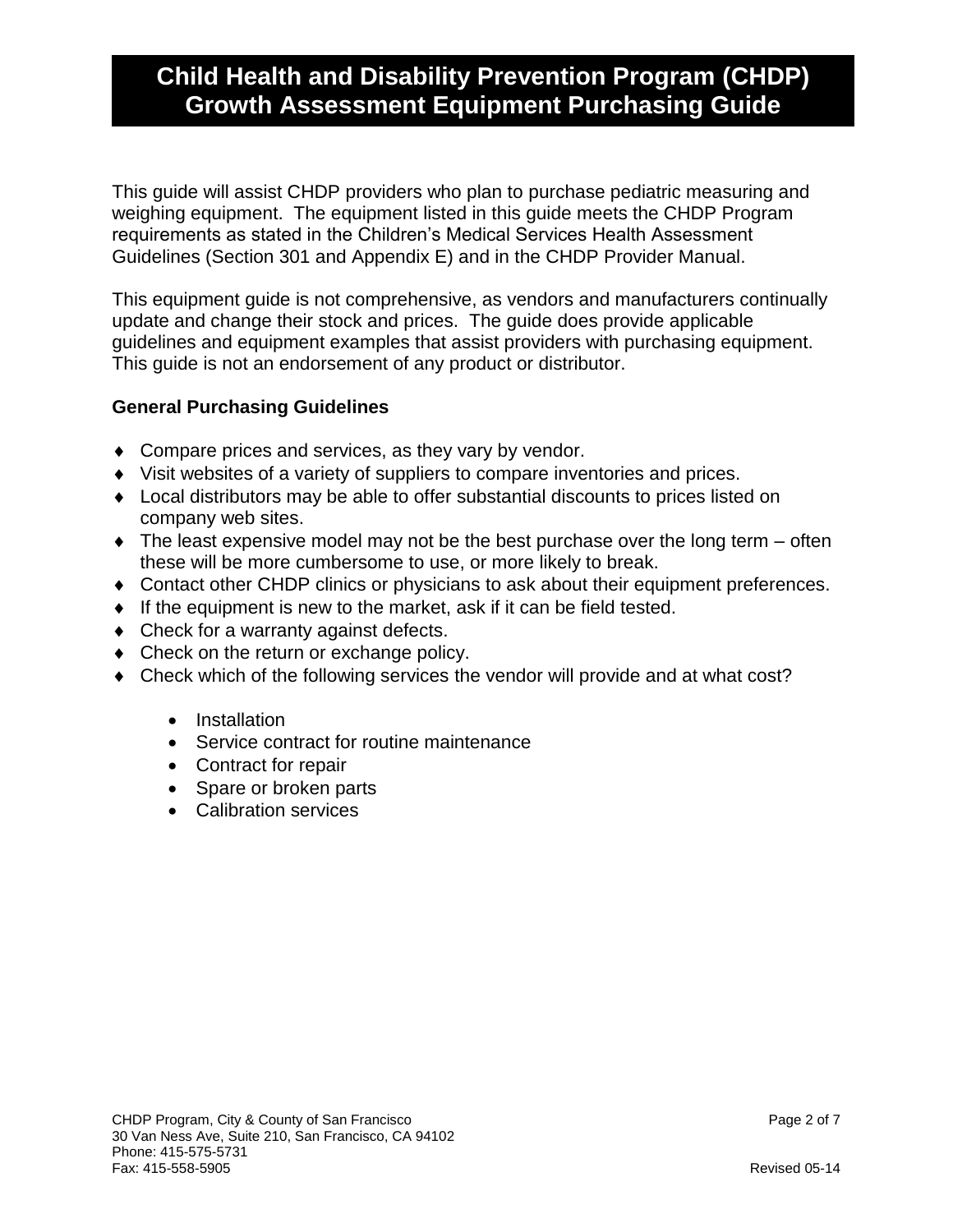# Child Health and Disability Prevention Program (CHDP) Growth Assessment Equipment Purchasing Guide

This guide will assist CHDP providers who plan to purchase pediatric measuring and weighing equipment. The equipment listed in this guide meets the CHDP Program requirements as stated in the Children's Medical Services Health Assessment Guidelines (Section 301 and Appendix E) and in the CHDP Provider Manual.

This equipment guide is not comprehensive, as vendors and manufacturers continually update and change their stock and prices. The guide does provide applicable guidelines and equipment examples that assist providers with purchasing equipment. This guide is not an endorsement of any product or distributor.

**General Purchasing Guidelines**

- Compare prices and services, as they vary by vendor.
- Visit websites of a variety of suppliers to compare inventories and prices.
- Local distributors may be able to offer substantial discounts to prices listed on company web sites.
- The least expensive model may not be the best purchase over the long term – often these will be more cumbersome to use, or more likely to break.
- Contact other CHDP clinics or physicians to ask about their equipment preferences.
- If the equipment is new to the market, ask if it can be field tested.
- Check for a warranty against defects.
- Check on the return or exchange policy.
- Check which of the following services the vendor will provide and at what cost?
    - Installation
    - Service contract for routine maintenance
    - Contract for repair
    - Spare or broken parts
    - Calibration services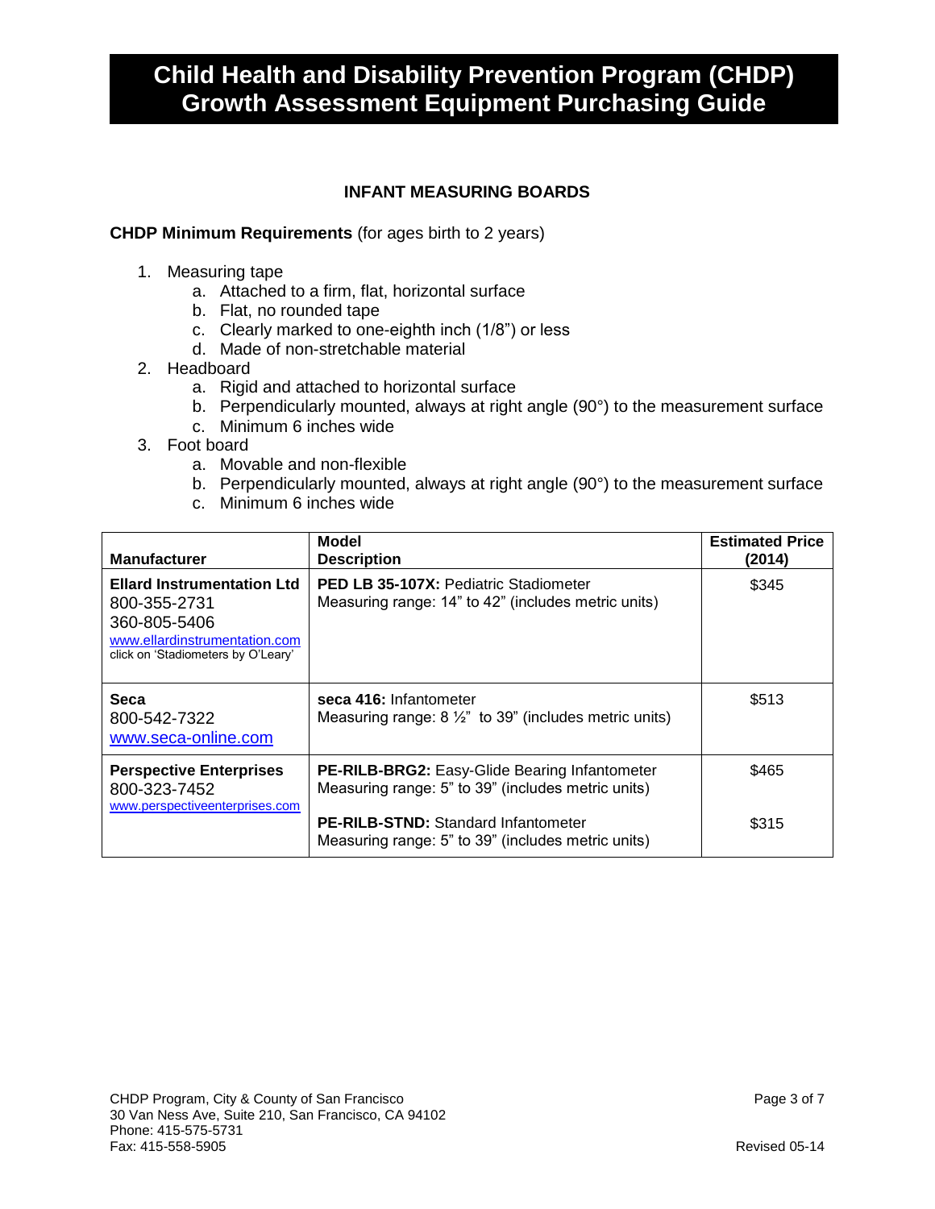# Child Health and Disability Prevention Program (CHDP) Growth Assessment Equipment Purchasing Guide

## INFANT MEASURING BOARDS

**CHDP Minimum Requirements** (for ages birth to 2 years)

1. Measuring tape
   a. Attached to a firm, flat, horizontal surface
   b. Flat, no rounded tape
   c. Clearly marked to one-eighth inch (1/8") or less
   d. Made of non-stretchable material
2. Headboard
   a. Rigid and attached to horizontal surface
   b. Perpendicularly mounted, always at right angle (90°) to the measurement surface
   c. Minimum 6 inches wide
3. Foot board
   a. Movable and non-flexible
   b. Perpendicularly mounted, always at right angle (90°) to the measurement surface
   c. Minimum 6 inches wide

| Manufacturer | Model Description | Estimated Price (2014) |
|---|---|---|
| **Ellard Instrumentation Ltd** 800-355-2731 360-805-5406 www.ellardinstrumentation.com click on 'Stadiometers by O'Leary' | **PED LB 35-107X:** Pediatric Stadiometer Measuring range: 14" to 42" (includes metric units) | $345 |
| **Seca** 800-542-7322 www.seca-online.com | **seca 416:** Infantometer Measuring range: 8 ½" to 39" (includes metric units) | $513 |
| **Perspective Enterprises** 800-323-7452 www.perspectiveenterprises.com | **PE-RILB-BRG2:** Easy-Glide Bearing Infantometer Measuring range: 5" to 39" (includes metric units) | $465 |
| | **PE-RILB-STND:** Standard Infantometer Measuring range: 5" to 39" (includes metric units) | $315 |

CHDP Program, City & County of San Francisco
30 Van Ness Ave, Suite 210, San Francisco, CA 94102
Phone: 415-575-5731
Fax: 415-558-5905

Revised 05-14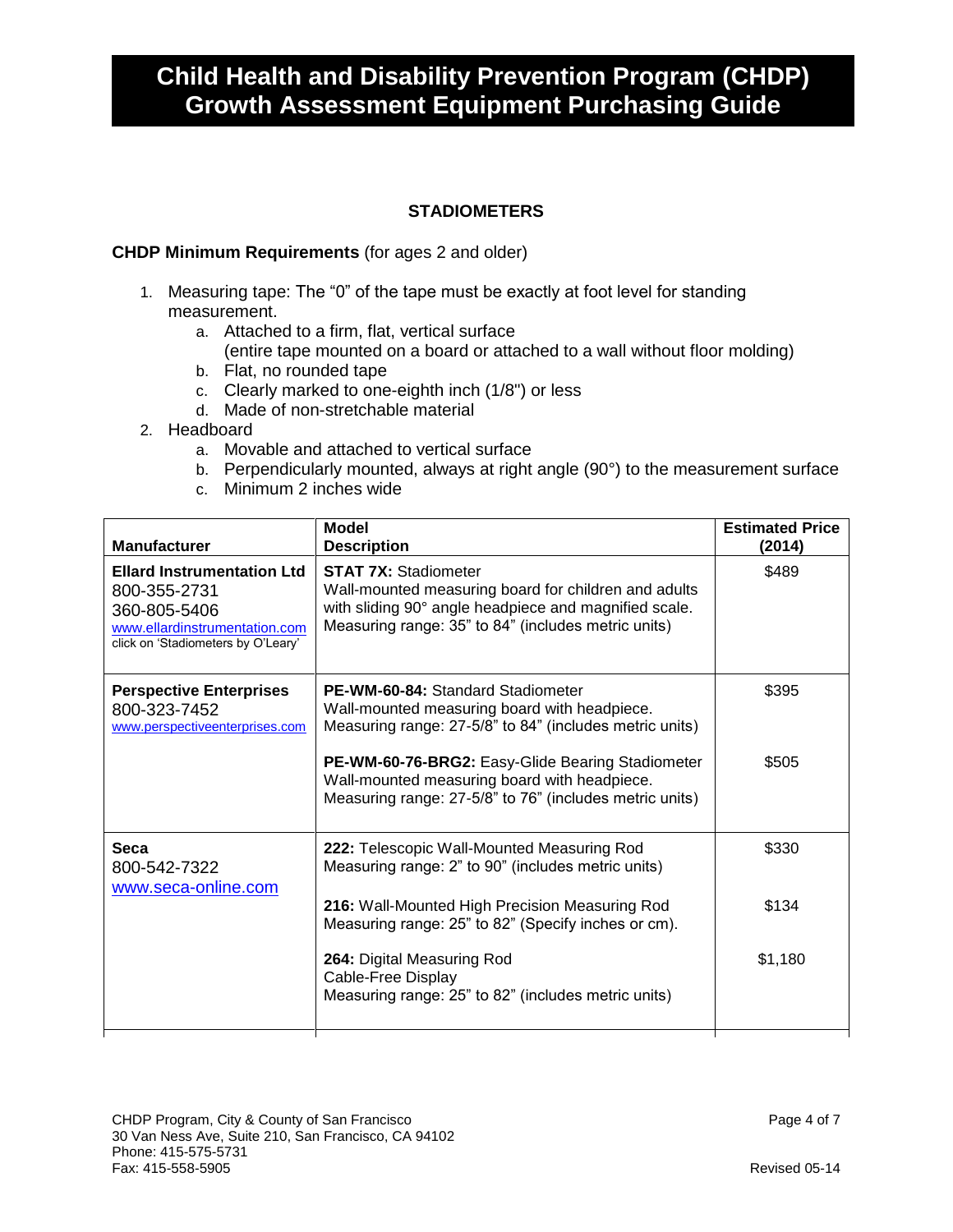# Child Health and Disability Prevention Program (CHDP) Growth Assessment Equipment Purchasing Guide

## STADIOMETERS

**CHDP Minimum Requirements** (for ages 2 and older)

1. Measuring tape: The "0" of the tape must be exactly at foot level for standing measurement.
   a. Attached to a firm, flat, vertical surface (entire tape mounted on a board or attached to a wall without floor molding)
   b. Flat, no rounded tape
   c. Clearly marked to one-eighth inch (1/8") or less
   d. Made of non-stretchable material
2. Headboard
   a. Movable and attached to vertical surface
   b. Perpendicularly mounted, always at right angle (90°) to the measurement surface
   c. Minimum 2 inches wide

| Manufacturer | Model Description | Estimated Price (2014) |
|---|---|---|
| **Ellard Instrumentation Ltd** 800-355-2731 360-805-5406 www.ellardinstrumentation.com click on 'Stadiometers by O'Leary' | **STAT 7X:** Stadiometer Wall-mounted measuring board for children and adults with sliding 90° angle headpiece and magnified scale. Measuring range: 35" to 84" (includes metric units) | $489 |
| **Perspective Enterprises** 800-323-7452 www.perspectiveenterprises.com | **PE-WM-60-84:** Standard Stadiometer Wall-mounted measuring board with headpiece. Measuring range: 27-5/8" to 84" (includes metric units) | $395 |
| | **PE-WM-60-76-BRG2:** Easy-Glide Bearing Stadiometer Wall-mounted measuring board with headpiece. Measuring range: 27-5/8" to 76" (includes metric units) | $505 |
| **Seca** 800-542-7322 www.seca-online.com | **222:** Telescopic Wall-Mounted Measuring Rod Measuring range: 2" to 90" (includes metric units) | $330 |
| | **216:** Wall-Mounted High Precision Measuring Rod Measuring range: 25" to 82" (Specify inches or cm). | $134 |
| | **264:** Digital Measuring Rod Cable-Free Display Measuring range: 25" to 82" (includes metric units) | $1,180 |

CHDP Program, City & County of San Francisco
30 Van Ness Ave, Suite 210, San Francisco, CA 94102
Phone: 415-575-5731
Fax: 415-558-5905

Revised 05-14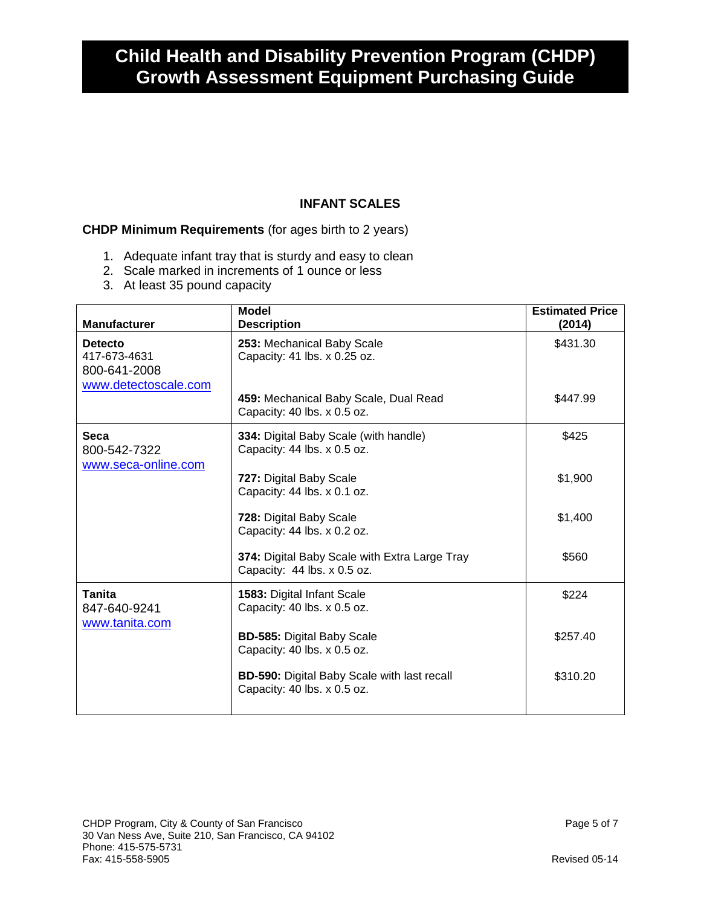# Child Health and Disability Prevention Program (CHDP) Growth Assessment Equipment Purchasing Guide

## INFANT SCALES

**CHDP Minimum Requirements** (for ages birth to 2 years)

1. Adequate infant tray that is sturdy and easy to clean
2. Scale marked in increments of 1 ounce or less
3. At least 35 pound capacity

| Manufacturer | Model Description | Estimated Price (2014) |
|---|---|---|
| **Detecto**<br>417-673-4631<br>800-641-2008<br>www.detectoscale.com | **253:** Mechanical Baby Scale<br>Capacity: 41 lbs. x 0.25 oz. | $431.30 |
| | **459:** Mechanical Baby Scale, Dual Read<br>Capacity: 40 lbs. x 0.5 oz. | $447.99 |
| **Seca**<br>800-542-7322<br>www.seca-online.com | **334:** Digital Baby Scale (with handle)<br>Capacity: 44 lbs. x 0.5 oz. | $425 |
| | **727:** Digital Baby Scale<br>Capacity: 44 lbs. x 0.1 oz. | $1,900 |
| | **728:** Digital Baby Scale<br>Capacity: 44 lbs. x 0.2 oz. | $1,400 |
| | **374:** Digital Baby Scale with Extra Large Tray<br>Capacity: 44 lbs. x 0.5 oz. | $560 |
| **Tanita**<br>847-640-9241<br>www.tanita.com | **1583:** Digital Infant Scale<br>Capacity: 40 lbs. x 0.5 oz. | $224 |
| | **BD-585:** Digital Baby Scale<br>Capacity: 40 lbs. x 0.5 oz. | $257.40 |
| | **BD-590:** Digital Baby Scale with last recall<br>Capacity: 40 lbs. x 0.5 oz. | $310.20 |

CHDP Program, City & County of San Francisco
30 Van Ness Ave, Suite 210, San Francisco, CA 94102
Phone: 415-575-5731
Fax: 415-558-5905

Revised 05-14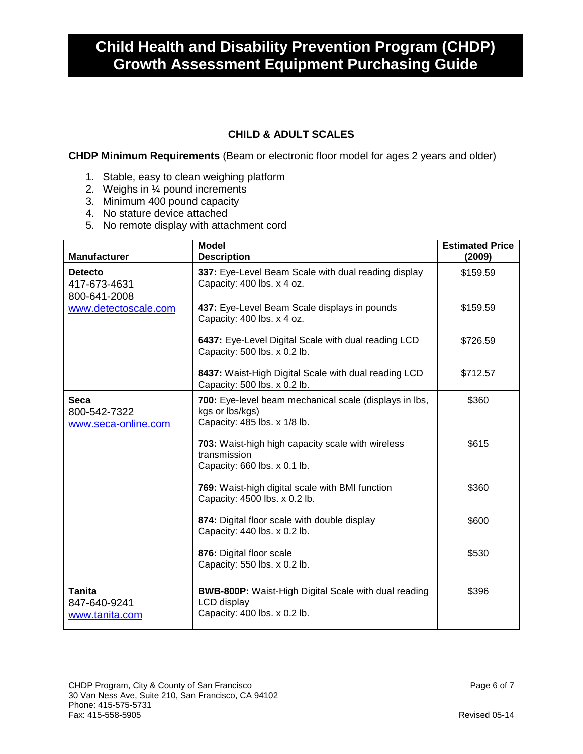# Child Health and Disability Prevention Program (CHDP) Growth Assessment Equipment Purchasing Guide

## CHILD & ADULT SCALES

**CHDP Minimum Requirements** (Beam or electronic floor model for ages 2 years and older)

1. Stable, easy to clean weighing platform
2. Weighs in ¼ pound increments
3. Minimum 400 pound capacity
4. No stature device attached
5. No remote display with attachment cord

| Manufacturer | Model Description | Estimated Price (2009) |
|---|---|---|
| **Detecto**<br>417-673-4631<br>800-641-2008<br>www.detectoscale.com | **337:** Eye-Level Beam Scale with dual reading display<br>Capacity: 400 lbs. x 4 oz. | $159.59 |
| | **437:** Eye-Level Beam Scale displays in pounds<br>Capacity: 400 lbs. x 4 oz. | $159.59 |
| | **6437:** Eye-Level Digital Scale with dual reading LCD<br>Capacity: 500 lbs. x 0.2 lb. | $726.59 |
| | **8437:** Waist-High Digital Scale with dual reading LCD<br>Capacity: 500 lbs. x 0.2 lb. | $712.57 |
| **Seca**<br>800-542-7322<br>www.seca-online.com | **700:** Eye-level beam mechanical scale (displays in lbs, kgs or lbs/kgs)<br>Capacity: 485 lbs. x 1/8 lb. | $360 |
| | **703:** Waist-high high capacity scale with wireless transmission<br>Capacity: 660 lbs. x 0.1 lb. | $615 |
| | **769:** Waist-high digital scale with BMI function<br>Capacity: 4500 lbs. x 0.2 lb. | $360 |
| | **874:** Digital floor scale with double display<br>Capacity: 440 lbs. x 0.2 lb. | $600 |
| | **876:** Digital floor scale<br>Capacity: 550 lbs. x 0.2 lb. | $530 |
| **Tanita**<br>847-640-9241<br>www.tanita.com | **BWB-800P:** Waist-High Digital Scale with dual reading LCD display<br>Capacity: 400 lbs. x 0.2 lb. | $396 |

CHDP Program, City & County of San Francisco
30 Van Ness Ave, Suite 210, San Francisco, CA 94102
Phone: 415-575-5731
Fax: 415-558-5905

Revised 05-14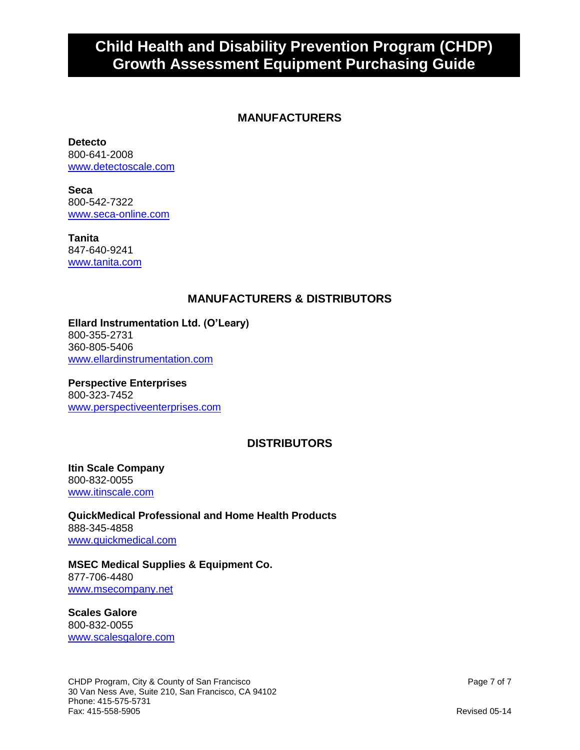## MANUFACTURERS

**Detecto**
800-641-2008
www.detectoscale.com

**Seca**
800-542-7322
www.seca-online.com

**Tanita**
847-640-9241
www.tanita.com

## MANUFACTURERS & DISTRIBUTORS

**Ellard Instrumentation Ltd. (O'Leary)**
800-355-2731
360-805-5406
www.ellardinstrumentation.com

**Perspective Enterprises**
800-323-7452
www.perspectiveenterprises.com

## DISTRIBUTORS

**Itin Scale Company**
800-832-0055
www.itinscale.com

**QuickMedical Professional and Home Health Products**
888-345-4858
www.quickmedical.com

**MSEC Medical Supplies & Equipment Co.**
877-706-4480
www.msecompany.net

**Scales Galore**
800-832-0055
www.scalesgalore.com